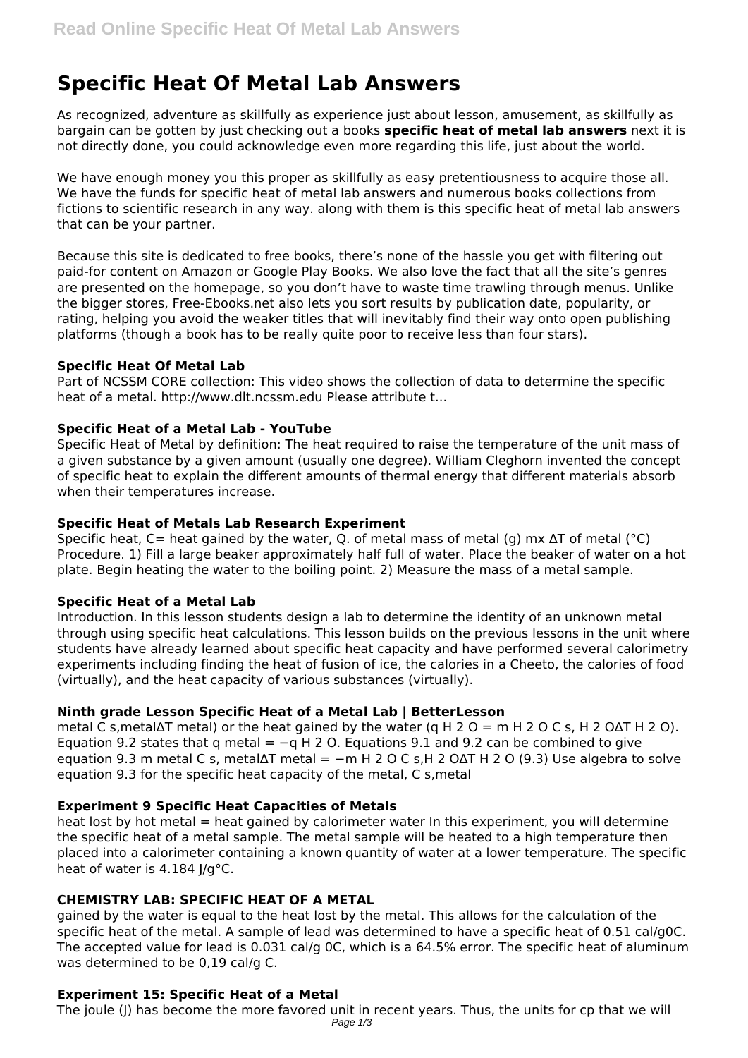# Specific Heat Of Metal Lab Answers

As recognized, adventure as skillfully as experience just about lesson, amusement, as skillfully as bargain can be gotten by just checking out a books **specific heat of metal lab answers** next it is not directly done, you could acknowledge even more regarding this life, just about the world.

We have enough money you this proper as skillfully as easy pretentiousness to acquire those all. We have the funds for specific heat of metal lab answers and numerous books collections from fictions to scientific research in any way. along with them is this specific heat of metal lab answers that can be your partner.

Because this site is dedicated to free books, there's none of the hassle you get with filtering out paid-for content on Amazon or Google Play Books. We also love the fact that all the site's genres are presented on the homepage, so you don't have to waste time trawling through menus. Unlike the bigger stores, Free-Ebooks.net also lets you sort results by publication date, popularity, or rating, helping you avoid the weaker titles that will inevitably find their way onto open publishing platforms (though a book has to be really quite poor to receive less than four stars).

### Specific Heat Of Metal Lab

Part of NCSSM CORE collection: This video shows the collection of data to determine the specific heat of a metal. http://www.dlt.ncssm.edu Please attribute t...

### Specific Heat of a Metal Lab - YouTube

Specific Heat of Metal by definition: The heat required to raise the temperature of the unit mass of a given substance by a given amount (usually one degree). William Cleghorn invented the concept of specific heat to explain the different amounts of thermal energy that different materials absorb when their temperatures increase.

### Specific Heat of Metals Lab Research Experiment

Specific heat, C= heat gained by the water, Q. of metal mass of metal (g) mx ΔT of metal (°C) Procedure. 1) Fill a large beaker approximately half full of water. Place the beaker of water on a hot plate. Begin heating the water to the boiling point. 2) Measure the mass of a metal sample.

### Specific Heat of a Metal Lab

Introduction. In this lesson students design a lab to determine the identity of an unknown metal through using specific heat calculations. This lesson builds on the previous lessons in the unit where students have already learned about specific heat capacity and have performed several calorimetry experiments including finding the heat of fusion of ice, the calories in a Cheeto, the calories of food (virtually), and the heat capacity of various substances (virtually).

### Ninth grade Lesson Specific Heat of a Metal Lab | BetterLesson

metal $C_{s,metal}\Delta T_{metal}$) or the heat gained by the water ($q_{H_2O} = m_{H_2O} C_{s,H_2O}\Delta T_{H_2O}$). Equation 9.2 states that $q_{metal} = -q_{H_2O}$. Equations 9.1 and 9.2 can be combined to give equation 9.3 $m_{metal} C_{s,metal}\Delta T_{metal} = -m_{H_2O} C_{s,H_2O}\Delta T_{H_2O}$ (9.3) Use algebra to solve equation 9.3 for the specific heat capacity of the metal, $C_{s,metal}$

### Experiment 9 Specific Heat Capacities of Metals

heat lost by hot metal = heat gained by calorimeter water In this experiment, you will determine the specific heat of a metal sample. The metal sample will be heated to a high temperature then placed into a calorimeter containing a known quantity of water at a lower temperature. The specific heat of water is 4.184 J/g°C.

### CHEMISTRY LAB: SPECIFIC HEAT OF A METAL

gained by the water is equal to the heat lost by the metal. This allows for the calculation of the specific heat of the metal. A sample of lead was determined to have a specific heat of 0.51 cal/g0C. The accepted value for lead is 0.031 cal/g 0C, which is a 64.5% error. The specific heat of aluminum was determined to be 0,19 cal/g C.

### Experiment 15: Specific Heat of a Metal

The joule (J) has become the more favored unit in recent years. Thus, the units for cp that we will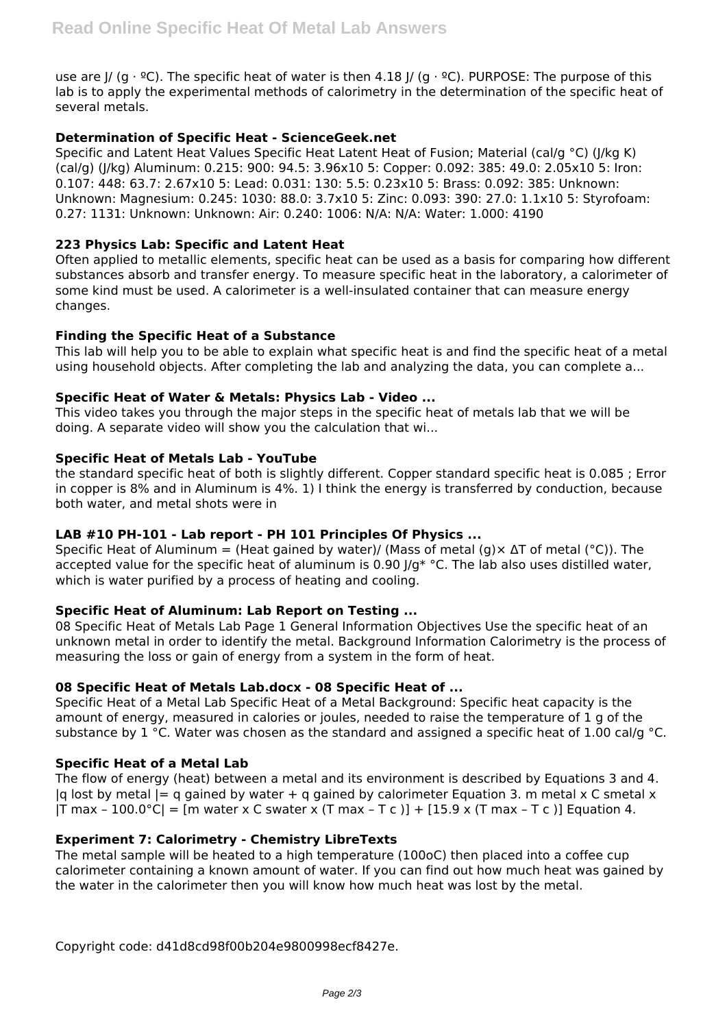use are J/ (g · ºC). The specific heat of water is then 4.18 J/ (g · ºC). PURPOSE: The purpose of this lab is to apply the experimental methods of calorimetry in the determination of the specific heat of several metals.

### Determination of Specific Heat - ScienceGeek.net

Specific and Latent Heat Values Specific Heat Latent Heat of Fusion; Material (cal/g °C) (J/kg K) (cal/g) (J/kg) Aluminum: 0.215: 900: 94.5: 3.96x10 5: Copper: 0.092: 385: 49.0: 2.05x10 5: Iron: 0.107: 448: 63.7: 2.67x10 5: Lead: 0.031: 130: 5.5: 0.23x10 5: Brass: 0.092: 385: Unknown: Unknown: Magnesium: 0.245: 1030: 88.0: 3.7x10 5: Zinc: 0.093: 390: 27.0: 1.1x10 5: Styrofoam: 0.27: 1131: Unknown: Unknown: Air: 0.240: 1006: N/A: N/A: Water: 1.000: 4190

### 223 Physics Lab: Specific and Latent Heat

Often applied to metallic elements, specific heat can be used as a basis for comparing how different substances absorb and transfer energy. To measure specific heat in the laboratory, a calorimeter of some kind must be used. A calorimeter is a well-insulated container that can measure energy changes.

### Finding the Specific Heat of a Substance

This lab will help you to be able to explain what specific heat is and find the specific heat of a metal using household objects. After completing the lab and analyzing the data, you can complete a...

### Specific Heat of Water & Metals: Physics Lab - Video ...

This video takes you through the major steps in the specific heat of metals lab that we will be doing. A separate video will show you the calculation that wi...

### Specific Heat of Metals Lab - YouTube

the standard specific heat of both is slightly different. Copper standard specific heat is 0.085 ; Error in copper is 8% and in Aluminum is 4%. 1) I think the energy is transferred by conduction, because both water, and metal shots were in

### LAB #10 PH-101 - Lab report - PH 101 Principles Of Physics ...

Specific Heat of Aluminum = (Heat gained by water)/ (Mass of metal (g)× ΔT of metal (°C)). The accepted value for the specific heat of aluminum is 0.90 J/g* °C. The lab also uses distilled water, which is water purified by a process of heating and cooling.

### Specific Heat of Aluminum: Lab Report on Testing ...

08 Specific Heat of Metals Lab Page 1 General Information Objectives Use the specific heat of an unknown metal in order to identify the metal. Background Information Calorimetry is the process of measuring the loss or gain of energy from a system in the form of heat.

### 08 Specific Heat of Metals Lab.docx - 08 Specific Heat of ...

Specific Heat of a Metal Lab Specific Heat of a Metal Background: Specific heat capacity is the amount of energy, measured in calories or joules, needed to raise the temperature of 1 g of the substance by 1 °C. Water was chosen as the standard and assigned a specific heat of 1.00 cal/g °C.

### Specific Heat of a Metal Lab

The flow of energy (heat) between a metal and its environment is described by Equations 3 and 4. |q lost by metal |= q gained by water + q gained by calorimeter Equation 3. m metal x C smetal x |T max – 100.0°C| = [m water x C swater x (T max – T c )] + [15.9 x (T max – T c )] Equation 4.

### Experiment 7: Calorimetry - Chemistry LibreTexts

The metal sample will be heated to a high temperature (100oC) then placed into a coffee cup calorimeter containing a known amount of water. If you can find out how much heat was gained by the water in the calorimeter then you will know how much heat was lost by the metal.

Copyright code: d41d8cd98f00b204e9800998ecf8427e.